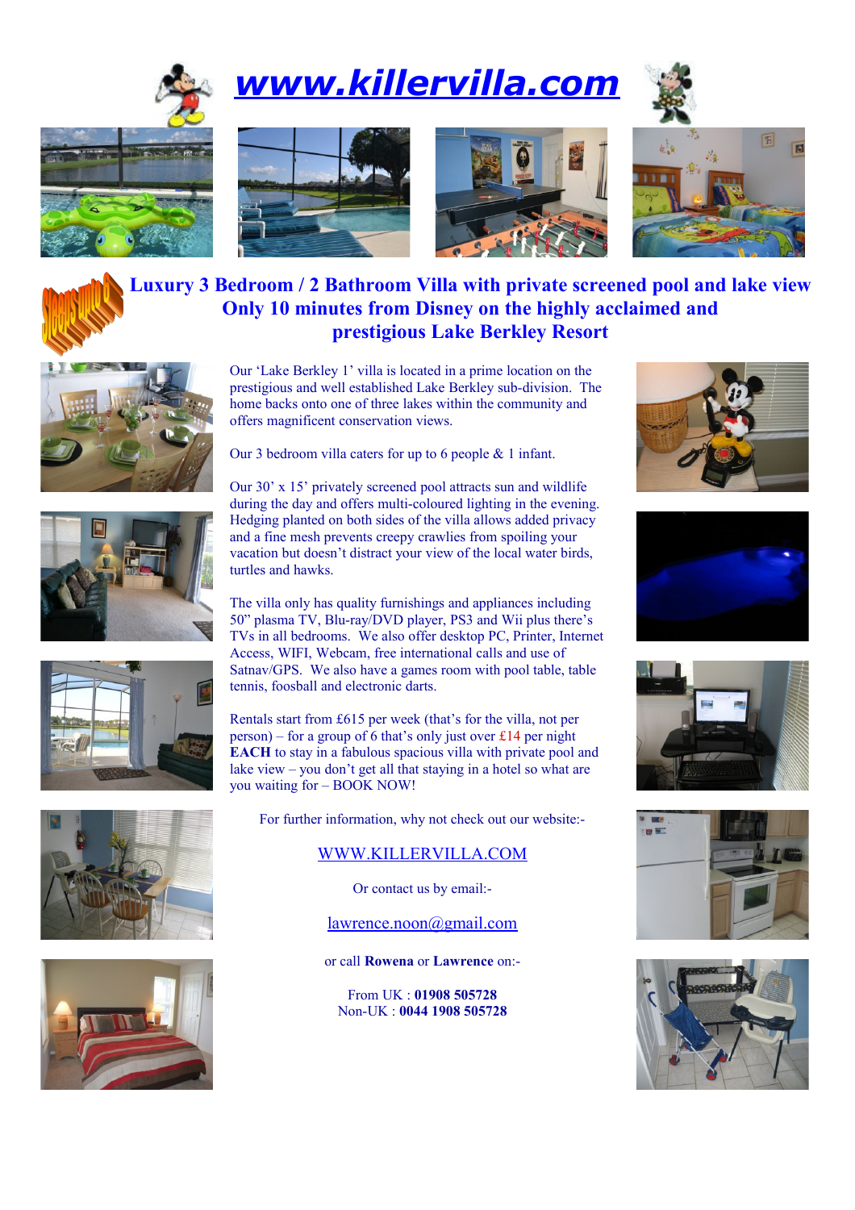# www.killervilla.com

Sleeps up to 6

## Luxury 3 Bedroom / 2 Bathroom Villa with private screened pool and lake view Only 10 minutes from Disney on the highly acclaimed and prestigious Lake Berkley Resort

Our 'Lake Berkley 1' villa is located in a prime location on the prestigious and well established Lake Berkley sub-division. The home backs onto one of three lakes within the community and offers magnificent conservation views.

Our 3 bedroom villa caters for up to 6 people & 1 infant.

Our 30' x 15' privately screened pool attracts sun and wildlife during the day and offers multi-coloured lighting in the evening. Hedging planted on both sides of the villa allows added privacy and a fine mesh prevents creepy crawlies from spoiling your vacation but doesn't distract your view of the local water birds, turtles and hawks.

The villa only has quality furnishings and appliances including 50" plasma TV, Blu-ray/DVD player, PS3 and Wii plus there's TVs in all bedrooms. We also offer desktop PC, Printer, Internet Access, WIFI, Webcam, free international calls and use of Satnav/GPS. We also have a games room with pool table, table tennis, foosball and electronic darts.

Rentals start from £615 per week (that's for the villa, not per person) – for a group of 6 that's only just over £14 per night **EACH** to stay in a fabulous spacious villa with private pool and lake view – you don't get all that staying in a hotel so what are you waiting for – BOOK NOW!

For further information, why not check out our website:-

WWW.KILLERVILLA.COM

Or contact us by email:-

lawrence.noon@gmail.com

or call **Rowena** or **Lawrence** on:-

From UK : **01908 505728**
Non-UK : **0044 1908 505728**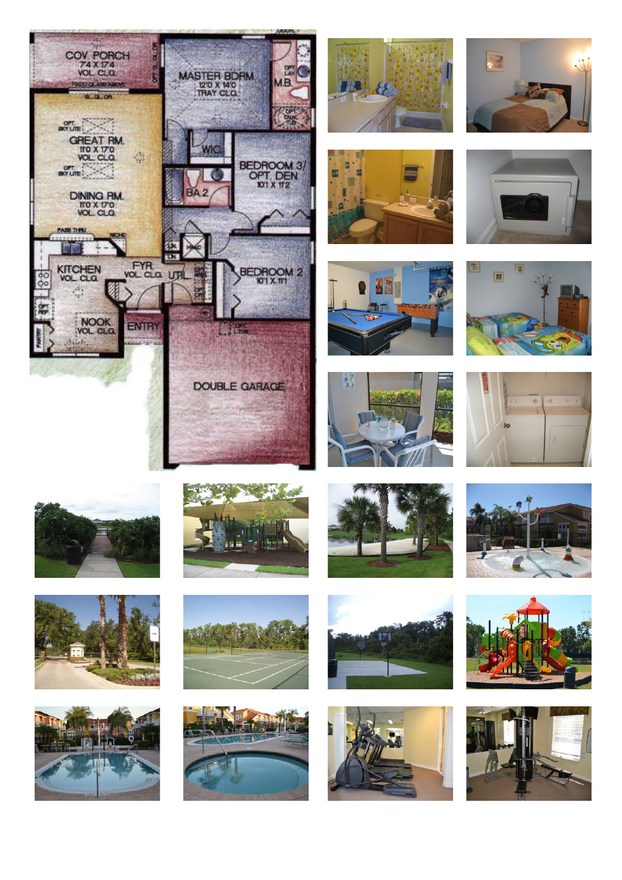COV. PORCH
7'4 X 17'4
VOL. CLG.

MASTER BDRM.
12'0 X 14'0
TRAY CLG.

M.B.

WIC

GREAT RM.
11'0 X 17'0
VOL. CLG.

OPT. SKY LITE

DINING RM.
11'0 X 17'0
VOL. CLG.

BA.2

BEDROOM 3/
OPT. DEN
10'1 X 11'2

PASS THRU

NICHE

KITCHEN
VOL. CLG.

FYR.
VOL. CLG.

UTIL.

BEDROOM 2
10'1 X 11'1

NOOK
VOL. CLG.

PANTRY

ENTRY

DOUBLE GARAGE